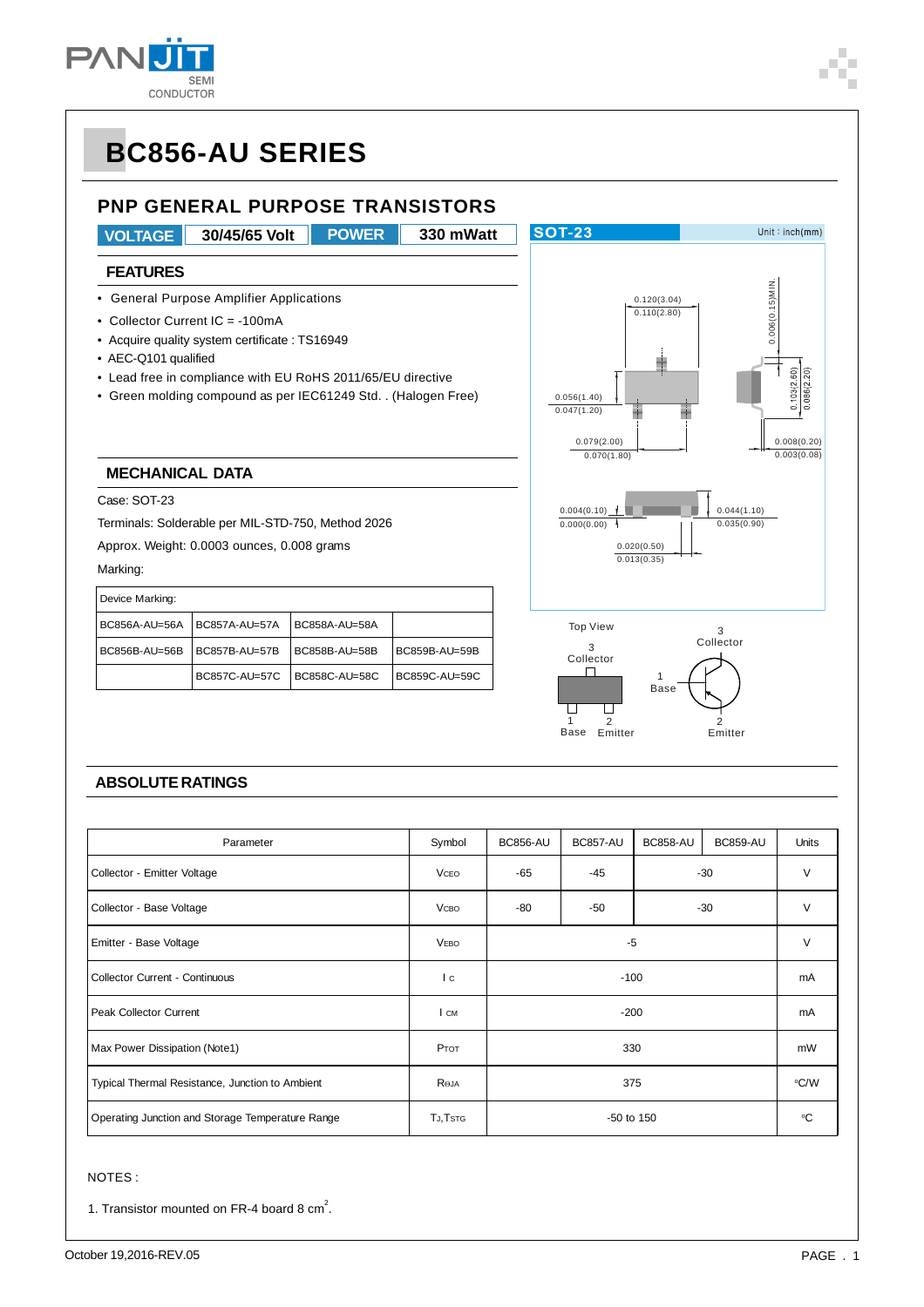# BC856-AU SERIES

## PNP GENERAL PURPOSE TRANSISTORS

| VOLTAGE | 30/45/65 Volt | POWER | 330 mWatt |
|---|---|---|---|

### FEATURES

- General Purpose Amplifier Applications
- Collector Current IC = -100mA
- Acquire quality system certificate : TS16949
- AEC-Q101 qualified
- Lead free in compliance with EU RoHS 2011/65/EU directive
- Green molding compound as per IEC61249 Std. . (Halogen Free)

### MECHANICAL DATA

Case: SOT-23

Terminals: Solderable per MIL-STD-750, Method 2026

Approx. Weight: 0.0003 ounces, 0.008 grams

Marking:

| Device Marking: | | | |
|---|---|---|---|
| BC856A-AU=56A | BC857A-AU=57A | BC858A-AU=58A | |
| BC856B-AU=56B | BC857B-AU=57B | BC858B-AU=58B | BC859B-AU=59B |
| | BC857C-AU=57C | BC858C-AU=58C | BC859C-AU=59C |

SOT-23 Unit : inch(mm)

0.120(3.04) 0.110(2.80)
0.006(0.15)MIN.
0.103(2.60) 0.086(2.20)
0.056(1.40) 0.047(1.20)
0.079(2.00) 0.070(1.80)
0.008(0.20) 0.003(0.08)
0.004(0.10) 0.000(0.00)
0.044(1.10) 0.035(0.90)
0.020(0.50) 0.013(0.35)

Top View: 3 Collector, 1 Base, 2 Emitter

## ABSOLUTE RATINGS

| Parameter | Symbol | BC856-AU | BC857-AU | BC858-AU | BC859-AU | Units |
|---|---|---|---|---|---|---|
| Collector - Emitter Voltage | $V_{CEO}$ | -65 | -45 | -30 | | V |
| Collector - Base Voltage | $V_{CBO}$ | -80 | -50 | -30 | | V |
| Emitter - Base Voltage | $V_{EBO}$ | -5 | | | | V |
| Collector Current - Continuous | $I_C$ | -100 | | | | mA |
| Peak Collector Current | $I_{CM}$ | -200 | | | | mA |
| Max Power Dissipation (Note1) | $P_{TOT}$ | 330 | | | | mW |
| Typical Thermal Resistance, Junction to Ambient | $R_{\theta JA}$ | 375 | | | | °C/W |
| Operating Junction and Storage Temperature Range | $T_J$,$T_{STG}$ | -50 to 150 | | | | °C |

NOTES :

1. Transistor mounted on FR-4 board 8 $cm^2$.

October 19,2016-REV.05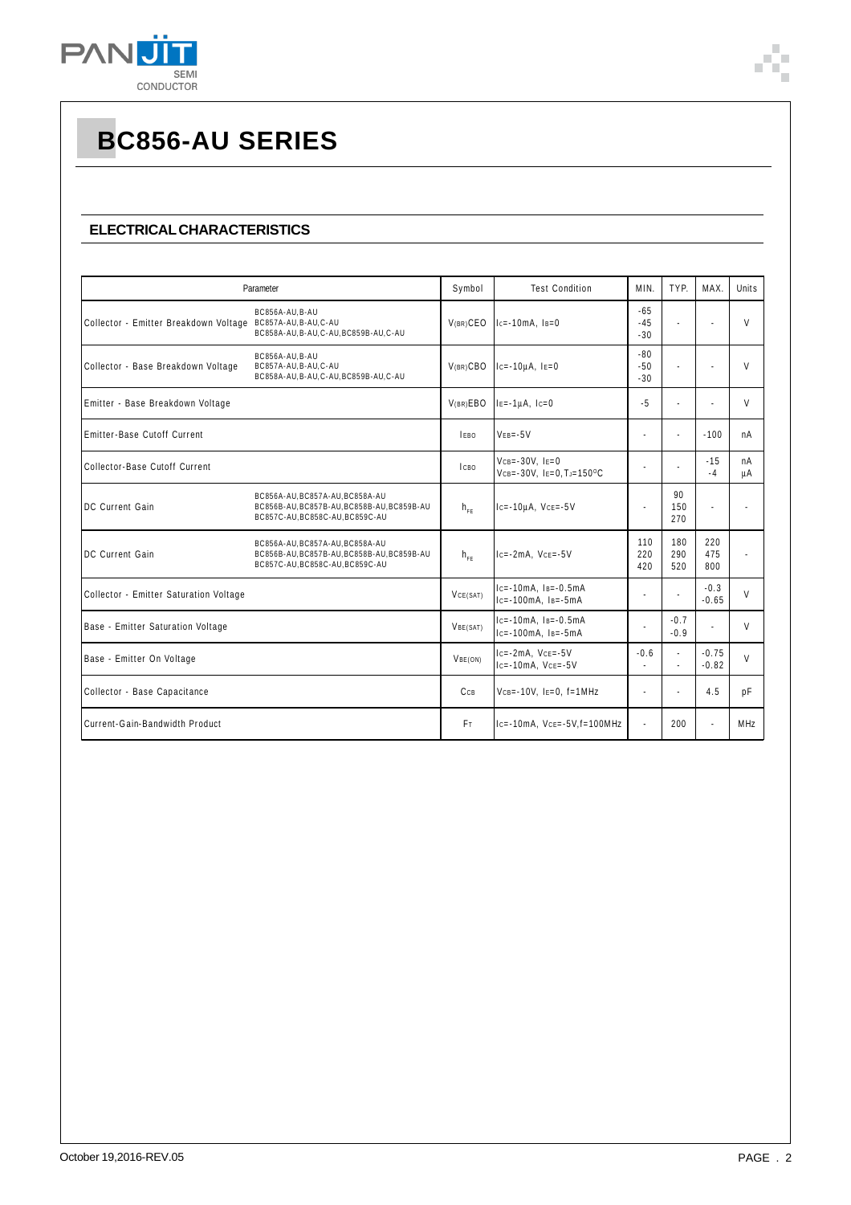# BC856-AU SERIES

## ELECTRICAL CHARACTERISTICS

| Parameter | | Symbol | Test Condition | MIN. | TYP. | MAX. | Units |
|---|---|---|---|---|---|---|---|
| Collector - Emitter Breakdown Voltage | BC856A-AU,B-AU<br>BC857A-AU,B-AU,C-AU<br>BC858A-AU,B-AU,C-AU,BC859B-AU,C-AU | $V_{(BR)CEO}$ | $I_C$=-10mA, $I_B$=0 | -65<br>-45<br>-30 | - | - | V |
| Collector - Base Breakdown Voltage | BC856A-AU,B-AU<br>BC857A-AU,B-AU,C-AU<br>BC858A-AU,B-AU,C-AU,BC859B-AU,C-AU | $V_{(BR)CBO}$ | $I_C$=-10μA, $I_E$=0 | -80<br>-50<br>-30 | - | - | V |
| Emitter - Base Breakdown Voltage | | $V_{(BR)EBO}$ | $I_E$=-1μA, $I_C$=0 | -5 | - | - | V |
| Emitter-Base Cutoff Current | | $I_{EBO}$ | $V_{EB}$=-5V | - | - | -100 | nA |
| Collector-Base Cutoff Current | | $I_{CBO}$ | $V_{CB}$=-30V, $I_E$=0<br>$V_{CB}$=-30V, $I_E$=0, $T_J$=150°C | - | - | -15<br>-4 | nA<br>μA |
| DC Current Gain | BC856A-AU,BC857A-AU,BC858A-AU<br>BC856B-AU,BC857B-AU,BC858B-AU,BC859B-AU<br>BC857C-AU,BC858C-AU,BC859C-AU | $h_{FE}$ | $I_C$=-10μA, $V_{CE}$=-5V | - | 90<br>150<br>270 | - | - |
| DC Current Gain | BC856A-AU,BC857A-AU,BC858A-AU<br>BC856B-AU,BC857B-AU,BC858B-AU,BC859B-AU<br>BC857C-AU,BC858C-AU,BC859C-AU | $h_{FE}$ | $I_C$=-2mA, $V_{CE}$=-5V | 110<br>220<br>420 | 180<br>290<br>520 | 220<br>475<br>800 | - |
| Collector - Emitter Saturation Voltage | | $V_{CE(SAT)}$ | $I_C$=-10mA, $I_B$=-0.5mA<br>$I_C$=-100mA, $I_B$=-5mA | - | - | -0.3<br>-0.65 | V |
| Base - Emitter Saturation Voltage | | $V_{BE(SAT)}$ | $I_C$=-10mA, $I_B$=-0.5mA<br>$I_C$=-100mA, $I_B$=-5mA | - | -0.7<br>-0.9 | - | V |
| Base - Emitter On Voltage | | $V_{BE(ON)}$ | $I_C$=-2mA, $V_{CE}$=-5V<br>$I_C$=-10mA, $V_{CE}$=-5V | -0.6<br>- | -<br>- | -0.75<br>-0.82 | V |
| Collector - Base Capacitance | | $C_{CB}$ | $V_{CB}$=-10V, $I_E$=0, f=1MHz | - | - | 4.5 | pF |
| Current-Gain-Bandwidth Product | | $F_T$ | $I_C$=-10mA, $V_{CE}$=-5V,f=100MHz | - | 200 | - | MHz |

October 19,2016-REV.05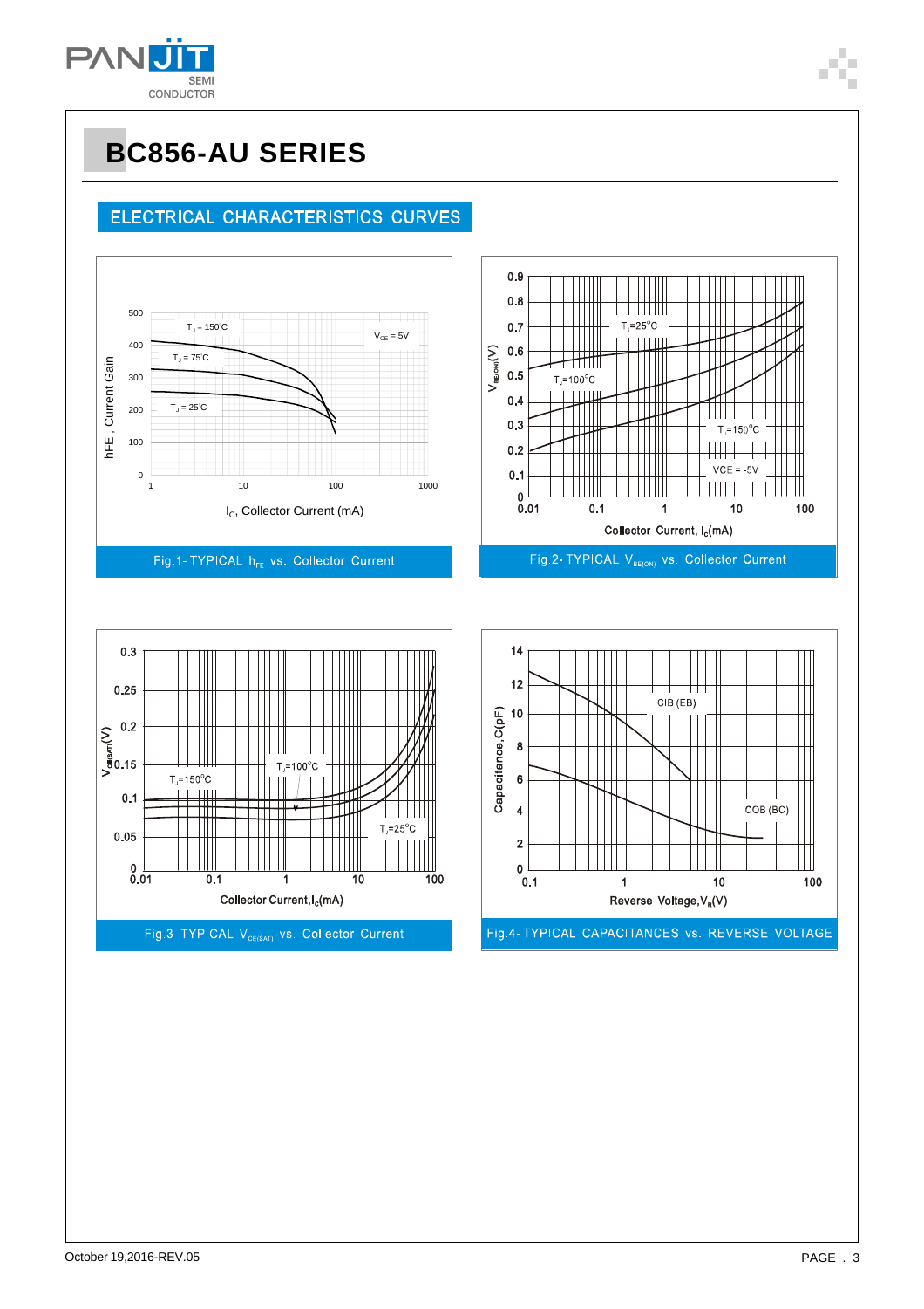# BC856-AU SERIES

## ELECTRICAL CHARACTERISTICS CURVES

Fig.1- TYPICAL $h_{FE}$ vs. Collector Current

Fig.2- TYPICAL $V_{BE(ON)}$ vs. Collector Current

Fig.3- TYPICAL $V_{CE(SAT)}$ vs. Collector Current

Fig.4- TYPICAL CAPACITANCES vs. REVERSE VOLTAGE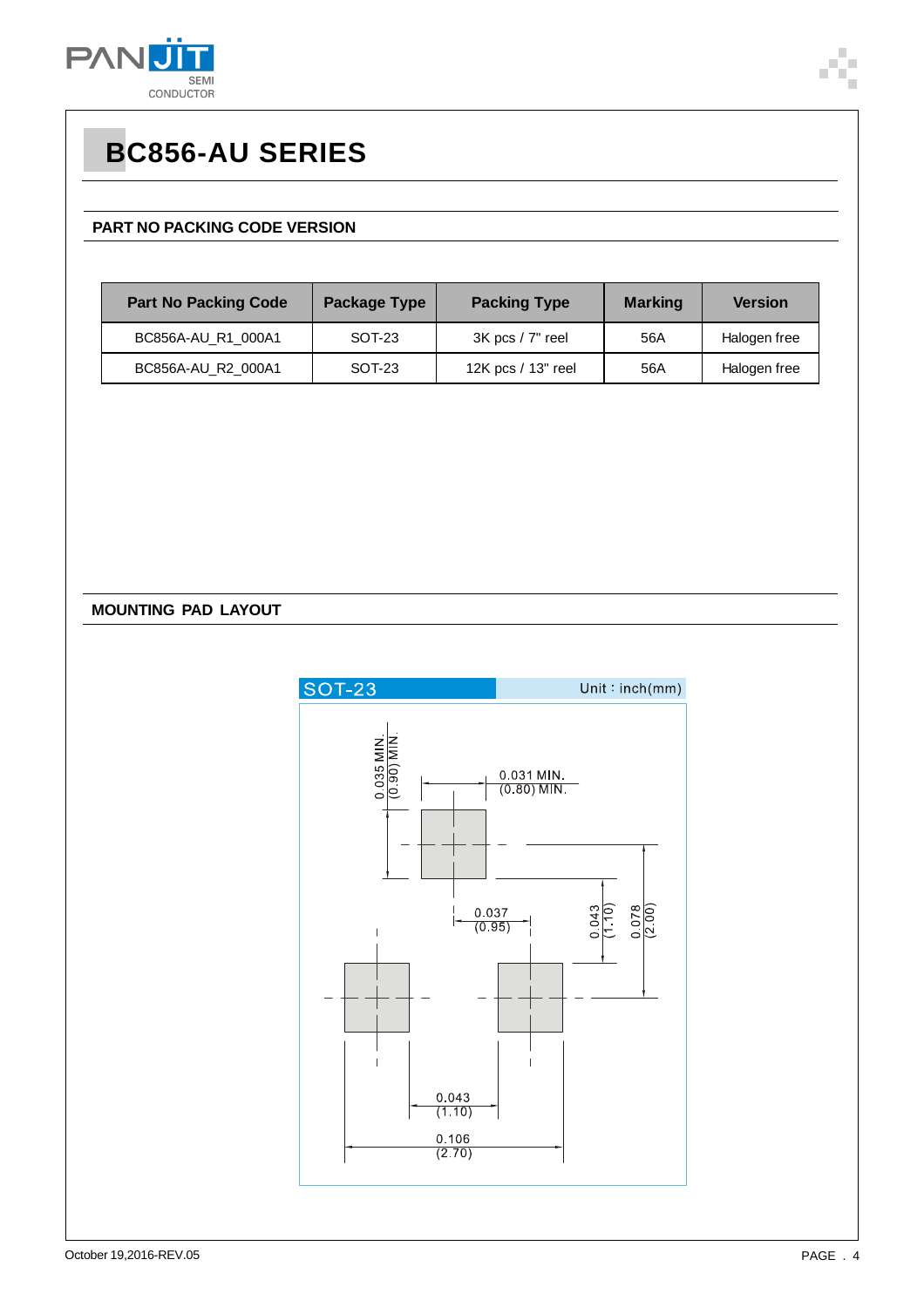# BC856-AU SERIES

## PART NO PACKING CODE VERSION

| Part No Packing Code | Package Type | Packing Type | Marking | Version |
|---|---|---|---|---|
| BC856A-AU_R1_000A1 | SOT-23 | 3K pcs / 7" reel | 56A | Halogen free |
| BC856A-AU_R2_000A1 | SOT-23 | 12K pcs / 13" reel | 56A | Halogen free |

## MOUNTING PAD LAYOUT

SOT-23 Unit : inch(mm)

0.035 MIN. (0.90) MIN.

0.031 MIN. (0.80) MIN.

0.037 (0.95)

0.043 (1.10)

0.078 (2.00)

0.043 (1.10)

0.106 (2.70)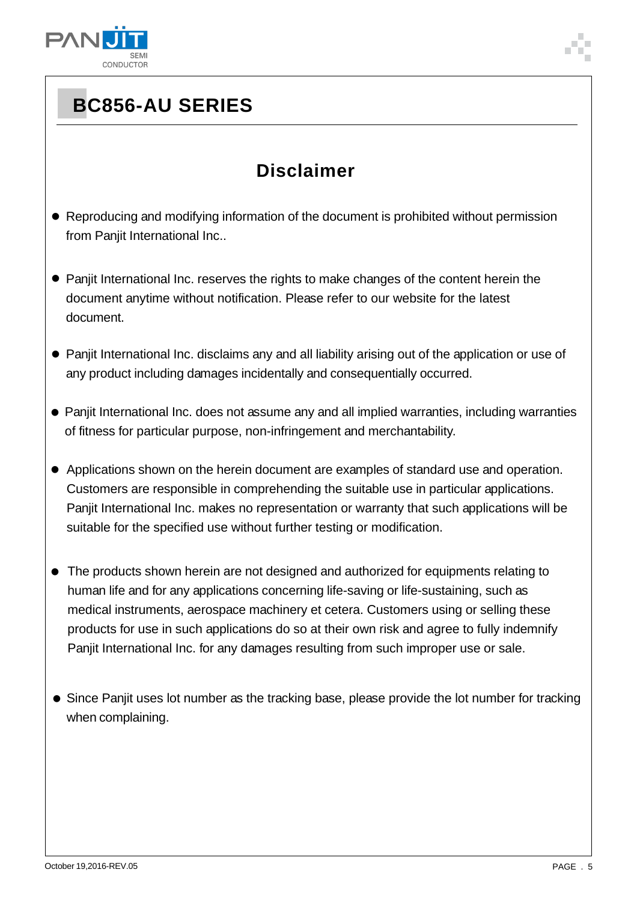# BC856-AU SERIES

## Disclaimer

- Reproducing and modifying information of the document is prohibited without permission from Panjit International Inc..
- Panjit International Inc. reserves the rights to make changes of the content herein the document anytime without notification. Please refer to our website for the latest document.
- Panjit International Inc. disclaims any and all liability arising out of the application or use of any product including damages incidentally and consequentially occurred.
- Panjit International Inc. does not assume any and all implied warranties, including warranties of fitness for particular purpose, non-infringement and merchantability.
- Applications shown on the herein document are examples of standard use and operation. Customers are responsible in comprehending the suitable use in particular applications. Panjit International Inc. makes no representation or warranty that such applications will be suitable for the specified use without further testing or modification.
- The products shown herein are not designed and authorized for equipments relating to human life and for any applications concerning life-saving or life-sustaining, such as medical instruments, aerospace machinery et cetera. Customers using or selling these products for use in such applications do so at their own risk and agree to fully indemnify Panjit International Inc. for any damages resulting from such improper use or sale.
- Since Panjit uses lot number as the tracking base, please provide the lot number for tracking when complaining.

October 19,2016-REV.05